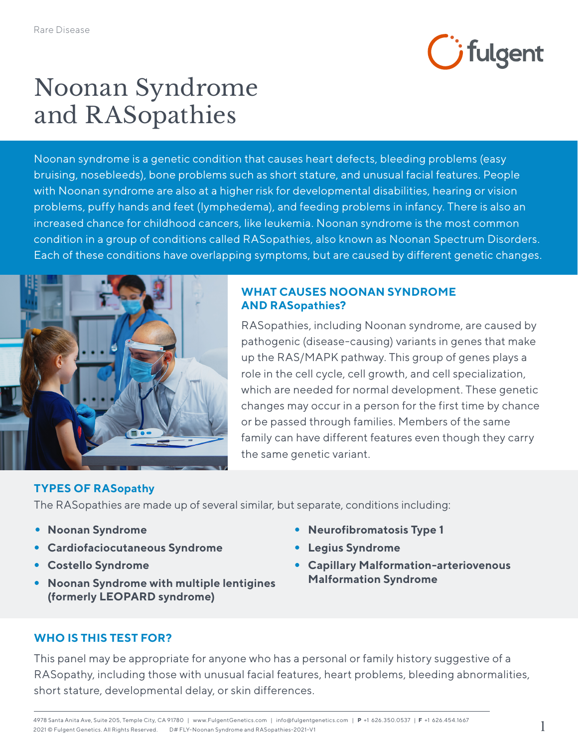Rare Disease

# Noonan Syndrome and RASopathies

Noonan syndrome is a genetic condition that causes heart defects, bleeding problems (easy bruising, nosebleeds), bone problems such as short stature, and unusual facial features. People with Noonan syndrome are also at a higher risk for developmental disabilities, hearing or vision problems, puffy hands and feet (lymphedema), and feeding problems in infancy. There is also an increased chance for childhood cancers, like leukemia. Noonan syndrome is the most common condition in a group of conditions called RASopathies, also known as Noonan Spectrum Disorders. Each of these conditions have overlapping symptoms, but are caused by different genetic changes.

## WHAT CAUSES NOONAN SYNDROME AND RASopathies?

RASopathies, including Noonan syndrome, are caused by pathogenic (disease-causing) variants in genes that make up the RAS/MAPK pathway. This group of genes plays a role in the cell cycle, cell growth, and cell specialization, which are needed for normal development. These genetic changes may occur in a person for the first time by chance or be passed through families. Members of the same family can have different features even though they carry the same genetic variant.

## TYPES OF RASopathy

The RASopathies are made up of several similar, but separate, conditions including:

- **Noonan Syndrome**
- **Cardiofaciocutaneous Syndrome**
- **Costello Syndrome**
- **Noonan Syndrome with multiple lentigines (formerly LEOPARD syndrome)**
- **Neurofibromatosis Type 1**
- **Legius Syndrome**
- **Capillary Malformation-arteriovenous Malformation Syndrome**

## WHO IS THIS TEST FOR?

This panel may be appropriate for anyone who has a personal or family history suggestive of a RASopathy, including those with unusual facial features, heart problems, bleeding abnormalities, short stature, developmental delay, or skin differences.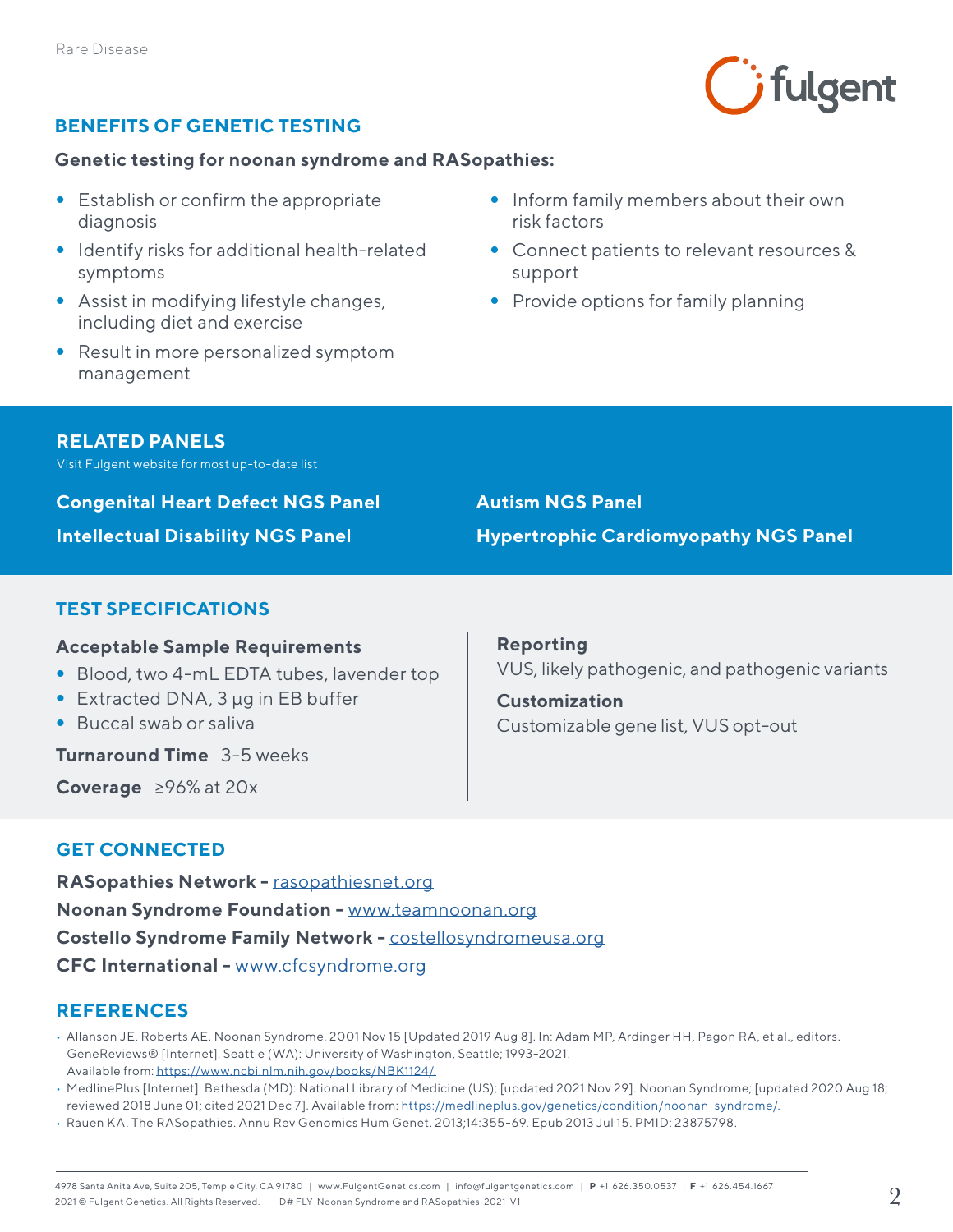## BENEFITS OF GENETIC TESTING

**Genetic testing for noonan syndrome and RASopathies:**

- Establish or confirm the appropriate diagnosis
- Identify risks for additional health-related symptoms
- Assist in modifying lifestyle changes, including diet and exercise
- Result in more personalized symptom management
- Inform family members about their own risk factors
- Connect patients to relevant resources & support
- Provide options for family planning

## RELATED PANELS

Visit Fulgent website for most up-to-date list

**Congenital Heart Defect NGS Panel**

**Intellectual Disability NGS Panel**

**Autism NGS Panel**

**Hypertrophic Cardiomyopathy NGS Panel**

## TEST SPECIFICATIONS

**Acceptable Sample Requirements**

- Blood, two 4-mL EDTA tubes, lavender top
- Extracted DNA, 3 µg in EB buffer
- Buccal swab or saliva

**Turnaround Time** 3-5 weeks

**Coverage** ≥96% at 20x

**Reporting**

VUS, likely pathogenic, and pathogenic variants

**Customization**

Customizable gene list, VUS opt-out

## GET CONNECTED

**RASopathies Network -** rasopathiesnet.org

**Noonan Syndrome Foundation -** www.teamnoonan.org

**Costello Syndrome Family Network -** costellosyndromeusa.org

**CFC International -** www.cfcsyndrome.org

## REFERENCES

- Allanson JE, Roberts AE. Noonan Syndrome. 2001 Nov 15 [Updated 2019 Aug 8]. In: Adam MP, Ardinger HH, Pagon RA, et al., editors. GeneReviews® [Internet]. Seattle (WA): University of Washington, Seattle; 1993-2021. Available from: https://www.ncbi.nlm.nih.gov/books/NBK1124/.
- MedlinePlus [Internet]. Bethesda (MD): National Library of Medicine (US); [updated 2021 Nov 29]. Noonan Syndrome; [updated 2020 Aug 18; reviewed 2018 June 01; cited 2021 Dec 7]. Available from: https://medlineplus.gov/genetics/condition/noonan-syndrome/.
- Rauen KA. The RASopathies. Annu Rev Genomics Hum Genet. 2013;14:355-69. Epub 2013 Jul 15. PMID: 23875798.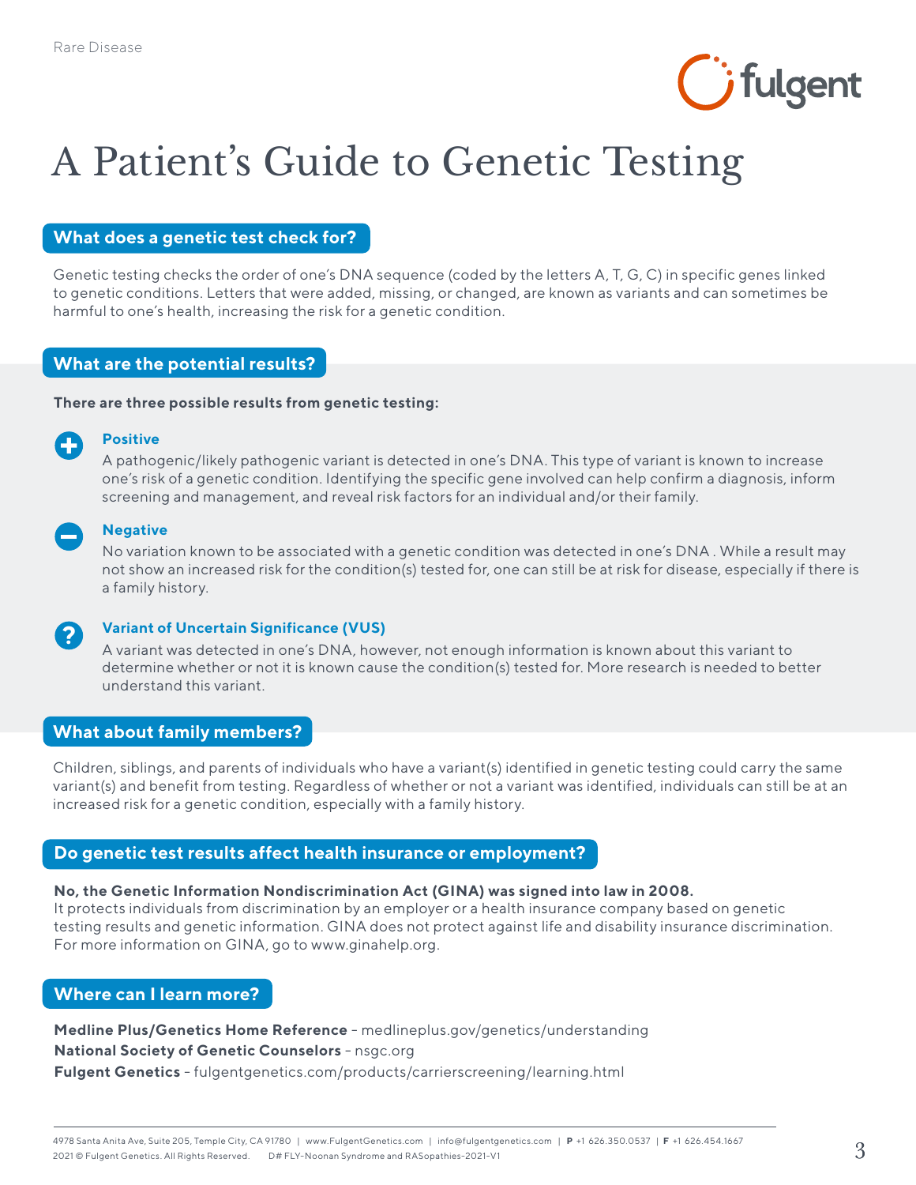Rare Disease

# A Patient's Guide to Genetic Testing

## What does a genetic test check for?

Genetic testing checks the order of one's DNA sequence (coded by the letters A, T, G, C) in specific genes linked to genetic conditions. Letters that were added, missing, or changed, are known as variants and can sometimes be harmful to one's health, increasing the risk for a genetic condition.

## What are the potential results?

**There are three possible results from genetic testing:**

### Positive

A pathogenic/likely pathogenic variant is detected in one's DNA. This type of variant is known to increase one's risk of a genetic condition. Identifying the specific gene involved can help confirm a diagnosis, inform screening and management, and reveal risk factors for an individual and/or their family.

### Negative

No variation known to be associated with a genetic condition was detected in one's DNA . While a result may not show an increased risk for the condition(s) tested for, one can still be at risk for disease, especially if there is a family history.

### Variant of Uncertain Significance (VUS)

A variant was detected in one's DNA, however, not enough information is known about this variant to determine whether or not it is known cause the condition(s) tested for. More research is needed to better understand this variant.

## What about family members?

Children, siblings, and parents of individuals who have a variant(s) identified in genetic testing could carry the same variant(s) and benefit from testing. Regardless of whether or not a variant was identified, individuals can still be at an increased risk for a genetic condition, especially with a family history.

## Do genetic test results affect health insurance or employment?

**No, the Genetic Information Nondiscrimination Act (GINA) was signed into law in 2008.**
It protects individuals from discrimination by an employer or a health insurance company based on genetic testing results and genetic information. GINA does not protect against life and disability insurance discrimination. For more information on GINA, go to www.ginahelp.org.

## Where can I learn more?

**Medline Plus/Genetics Home Reference** - medlineplus.gov/genetics/understanding
**National Society of Genetic Counselors** - nsgc.org
**Fulgent Genetics** - fulgentgenetics.com/products/carrierscreening/learning.html

4978 Santa Anita Ave, Suite 205, Temple City, CA 91780 | www.FulgentGenetics.com | info@fulgentgenetics.com | **P** +1 626.350.0537 | **F** +1 626.454.1667
2021 © Fulgent Genetics. All Rights Reserved. D# FLY-Noonan Syndrome and RASopathies-2021-V1